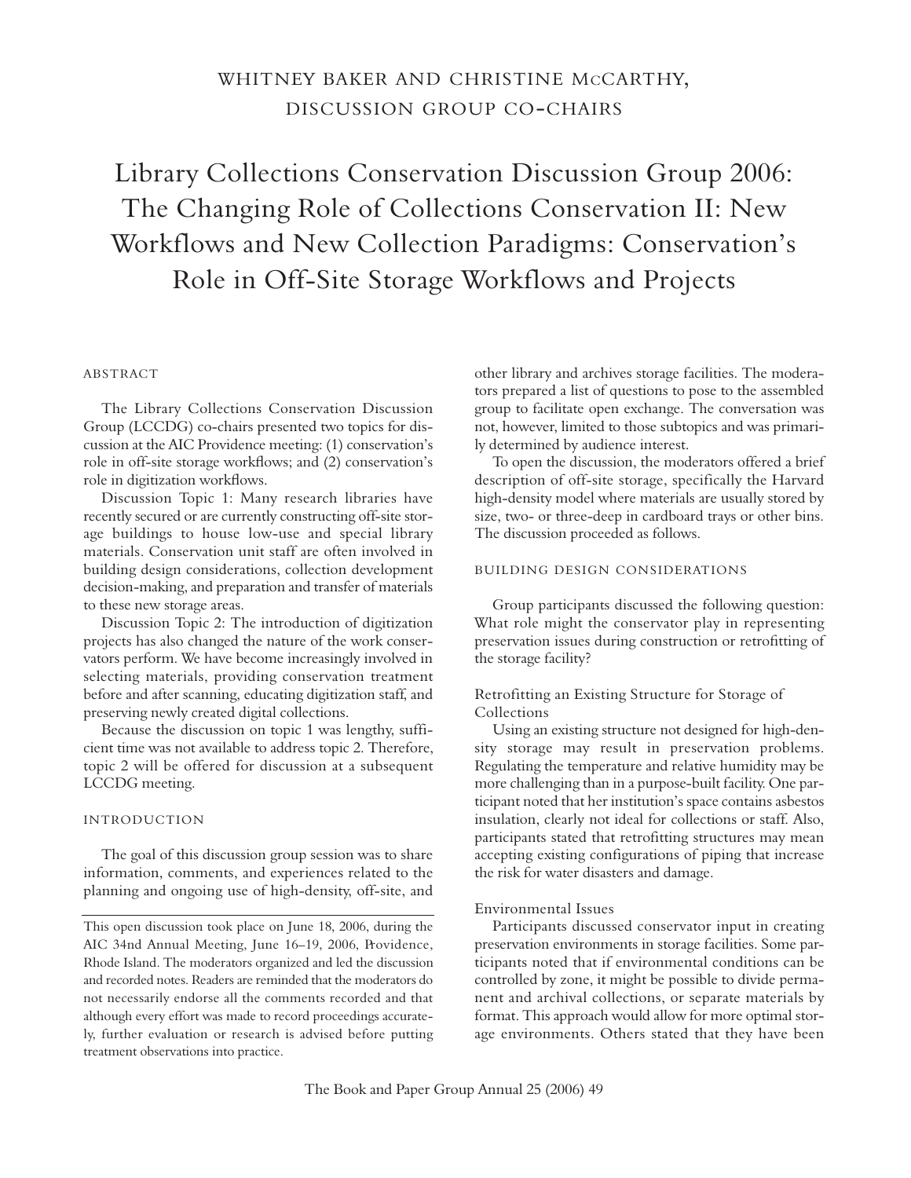WHITNEY BAKER AND CHRISTINE McCARTHY, DISCUSSION GROUP CO-CHAIRS

# Library Collections Conservation Discussion Group 2006: The Changing Role of Collections Conservation II: New Workflows and New Collection Paradigms: Conservation's Role in Off-Site Storage Workflows and Projects

## ABSTRACT

The Library Collections Conservation Discussion Group (LCCDG) co-chairs presented two topics for discussion at the AIC Providence meeting: (1) conservation's role in off-site storage workflows; and (2) conservation's role in digitization workflows.

Discussion Topic 1: Many research libraries have recently secured or are currently constructing off-site storage buildings to house low-use and special library materials. Conservation unit staff are often involved in building design considerations, collection development decision-making, and preparation and transfer of materials to these new storage areas.

Discussion Topic 2: The introduction of digitization projects has also changed the nature of the work conservators perform. We have become increasingly involved in selecting materials, providing conservation treatment before and after scanning, educating digitization staff, and preserving newly created digital collections.

Because the discussion on topic 1 was lengthy, sufficient time was not available to address topic 2. Therefore, topic 2 will be offered for discussion at a subsequent LCCDG meeting.

## INTRODUCTION

The goal of this discussion group session was to share information, comments, and experiences related to the planning and ongoing use of high-density, off-site, and other library and archives storage facilities. The moderators prepared a list of questions to pose to the assembled group to facilitate open exchange. The conversation was not, however, limited to those subtopics and was primarily determined by audience interest.

To open the discussion, the moderators offered a brief description of off-site storage, specifically the Harvard high-density model where materials are usually stored by size, two- or three-deep in cardboard trays or other bins. The discussion proceeded as follows.

## BUILDING DESIGN CONSIDERATIONS

Group participants discussed the following question: What role might the conservator play in representing preservation issues during construction or retrofitting of the storage facility?

### Retrofitting an Existing Structure for Storage of Collections

Using an existing structure not designed for high-density storage may result in preservation problems. Regulating the temperature and relative humidity may be more challenging than in a purpose-built facility. One participant noted that her institution's space contains asbestos insulation, clearly not ideal for collections or staff. Also, participants stated that retrofitting structures may mean accepting existing configurations of piping that increase the risk for water disasters and damage.

### Environmental Issues

Participants discussed conservator input in creating preservation environments in storage facilities. Some participants noted that if environmental conditions can be controlled by zone, it might be possible to divide permanent and archival collections, or separate materials by format. This approach would allow for more optimal storage environments. Others stated that they have been

---

This open discussion took place on June 18, 2006, during the AIC 34nd Annual Meeting, June 16–19, 2006, Providence, Rhode Island. The moderators organized and led the discussion and recorded notes. Readers are reminded that the moderators do not necessarily endorse all the comments recorded and that although every effort was made to record proceedings accurately, further evaluation or research is advised before putting treatment observations into practice.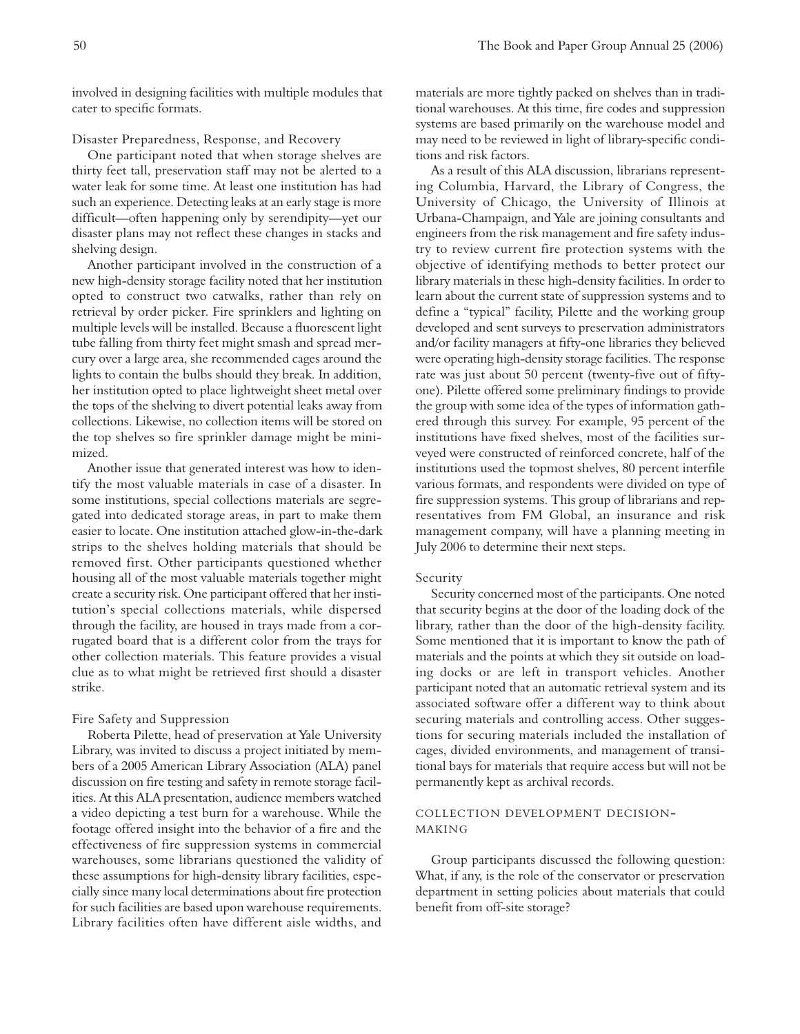involved in designing facilities with multiple modules that cater to specific formats.

### Disaster Preparedness, Response, and Recovery

One participant noted that when storage shelves are thirty feet tall, preservation staff may not be alerted to a water leak for some time. At least one institution has had such an experience. Detecting leaks at an early stage is more difficult—often happening only by serendipity—yet our disaster plans may not reflect these changes in stacks and shelving design.

Another participant involved in the construction of a new high-density storage facility noted that her institution opted to construct two catwalks, rather than rely on retrieval by order picker. Fire sprinklers and lighting on multiple levels will be installed. Because a fluorescent light tube falling from thirty feet might smash and spread mercury over a large area, she recommended cages around the lights to contain the bulbs should they break. In addition, her institution opted to place lightweight sheet metal over the tops of the shelving to divert potential leaks away from collections. Likewise, no collection items will be stored on the top shelves so fire sprinkler damage might be minimized.

Another issue that generated interest was how to identify the most valuable materials in case of a disaster. In some institutions, special collections materials are segregated into dedicated storage areas, in part to make them easier to locate. One institution attached glow-in-the-dark strips to the shelves holding materials that should be removed first. Other participants questioned whether housing all of the most valuable materials together might create a security risk. One participant offered that her institution's special collections materials, while dispersed through the facility, are housed in trays made from a corrugated board that is a different color from the trays for other collection materials. This feature provides a visual clue as to what might be retrieved first should a disaster strike.

### Fire Safety and Suppression

Roberta Pilette, head of preservation at Yale University Library, was invited to discuss a project initiated by members of a 2005 American Library Association (ALA) panel discussion on fire testing and safety in remote storage facilities. At this ALA presentation, audience members watched a video depicting a test burn for a warehouse. While the footage offered insight into the behavior of a fire and the effectiveness of fire suppression systems in commercial warehouses, some librarians questioned the validity of these assumptions for high-density library facilities, especially since many local determinations about fire protection for such facilities are based upon warehouse requirements. Library facilities often have different aisle widths, and materials are more tightly packed on shelves than in traditional warehouses. At this time, fire codes and suppression systems are based primarily on the warehouse model and may need to be reviewed in light of library-specific conditions and risk factors.

As a result of this ALA discussion, librarians representing Columbia, Harvard, the Library of Congress, the University of Chicago, the University of Illinois at Urbana-Champaign, and Yale are joining consultants and engineers from the risk management and fire safety industry to review current fire protection systems with the objective of identifying methods to better protect our library materials in these high-density facilities. In order to learn about the current state of suppression systems and to define a "typical" facility, Pilette and the working group developed and sent surveys to preservation administrators and/or facility managers at fifty-one libraries they believed were operating high-density storage facilities. The response rate was just about 50 percent (twenty-five out of fifty-one). Pilette offered some preliminary findings to provide the group with some idea of the types of information gathered through this survey. For example, 95 percent of the institutions have fixed shelves, most of the facilities surveyed were constructed of reinforced concrete, half of the institutions used the topmost shelves, 80 percent interfile various formats, and respondents were divided on type of fire suppression systems. This group of librarians and representatives from FM Global, an insurance and risk management company, will have a planning meeting in July 2006 to determine their next steps.

### Security

Security concerned most of the participants. One noted that security begins at the door of the loading dock of the library, rather than the door of the high-density facility. Some mentioned that it is important to know the path of materials and the points at which they sit outside on loading docks or are left in transport vehicles. Another participant noted that an automatic retrieval system and its associated software offer a different way to think about securing materials and controlling access. Other suggestions for securing materials included the installation of cages, divided environments, and management of transitional bays for materials that require access but will not be permanently kept as archival records.

## COLLECTION DEVELOPMENT DECISION-MAKING

Group participants discussed the following question: What, if any, is the role of the conservator or preservation department in setting policies about materials that could benefit from off-site storage?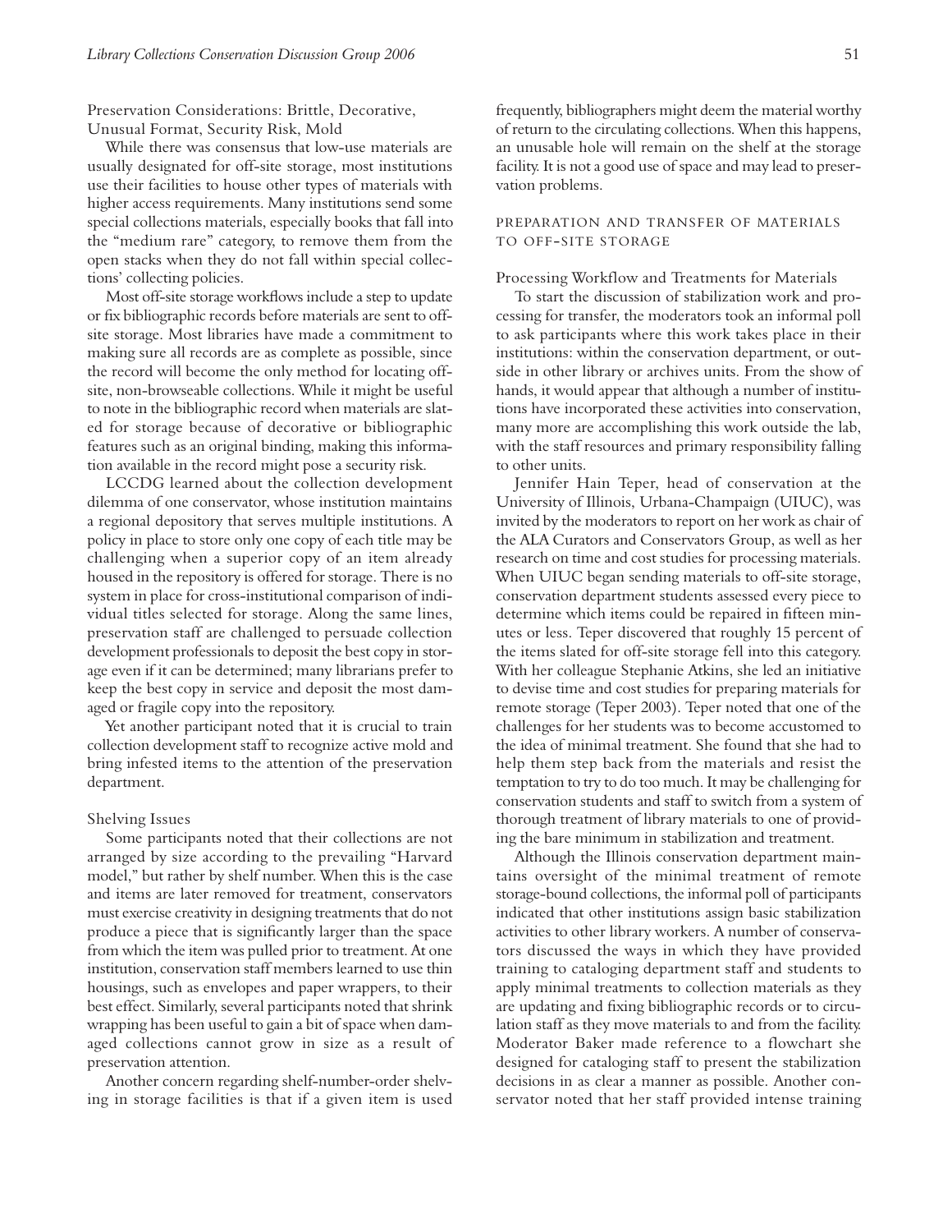### Preservation Considerations: Brittle, Decorative, Unusual Format, Security Risk, Mold

While there was consensus that low-use materials are usually designated for off-site storage, most institutions use their facilities to house other types of materials with higher access requirements. Many institutions send some special collections materials, especially books that fall into the "medium rare" category, to remove them from the open stacks when they do not fall within special collections' collecting policies.

Most off-site storage workflows include a step to update or fix bibliographic records before materials are sent to off-site storage. Most libraries have made a commitment to making sure all records are as complete as possible, since the record will become the only method for locating off-site, non-browseable collections. While it might be useful to note in the bibliographic record when materials are slated for storage because of decorative or bibliographic features such as an original binding, making this information available in the record might pose a security risk.

LCCDG learned about the collection development dilemma of one conservator, whose institution maintains a regional depository that serves multiple institutions. A policy in place to store only one copy of each title may be challenging when a superior copy of an item already housed in the repository is offered for storage. There is no system in place for cross-institutional comparison of individual titles selected for storage. Along the same lines, preservation staff are challenged to persuade collection development professionals to deposit the best copy in storage even if it can be determined; many librarians prefer to keep the best copy in service and deposit the most damaged or fragile copy into the repository.

Yet another participant noted that it is crucial to train collection development staff to recognize active mold and bring infested items to the attention of the preservation department.

### Shelving Issues

Some participants noted that their collections are not arranged by size according to the prevailing "Harvard model," but rather by shelf number. When this is the case and items are later removed for treatment, conservators must exercise creativity in designing treatments that do not produce a piece that is significantly larger than the space from which the item was pulled prior to treatment. At one institution, conservation staff members learned to use thin housings, such as envelopes and paper wrappers, to their best effect. Similarly, several participants noted that shrink wrapping has been useful to gain a bit of space when damaged collections cannot grow in size as a result of preservation attention.

Another concern regarding shelf-number-order shelving in storage facilities is that if a given item is used frequently, bibliographers might deem the material worthy of return to the circulating collections. When this happens, an unusable hole will remain on the shelf at the storage facility. It is not a good use of space and may lead to preservation problems.

## PREPARATION AND TRANSFER OF MATERIALS TO OFF-SITE STORAGE

### Processing Workflow and Treatments for Materials

To start the discussion of stabilization work and processing for transfer, the moderators took an informal poll to ask participants where this work takes place in their institutions: within the conservation department, or outside in other library or archives units. From the show of hands, it would appear that although a number of institutions have incorporated these activities into conservation, many more are accomplishing this work outside the lab, with the staff resources and primary responsibility falling to other units.

Jennifer Hain Teper, head of conservation at the University of Illinois, Urbana-Champaign (UIUC), was invited by the moderators to report on her work as chair of the ALA Curators and Conservators Group, as well as her research on time and cost studies for processing materials. When UIUC began sending materials to off-site storage, conservation department students assessed every piece to determine which items could be repaired in fifteen minutes or less. Teper discovered that roughly 15 percent of the items slated for off-site storage fell into this category. With her colleague Stephanie Atkins, she led an initiative to devise time and cost studies for preparing materials for remote storage (Teper 2003). Teper noted that one of the challenges for her students was to become accustomed to the idea of minimal treatment. She found that she had to help them step back from the materials and resist the temptation to try to do too much. It may be challenging for conservation students and staff to switch from a system of thorough treatment of library materials to one of providing the bare minimum in stabilization and treatment.

Although the Illinois conservation department maintains oversight of the minimal treatment of remote storage-bound collections, the informal poll of participants indicated that other institutions assign basic stabilization activities to other library workers. A number of conservators discussed the ways in which they have provided training to cataloging department staff and students to apply minimal treatments to collection materials as they are updating and fixing bibliographic records or to circulation staff as they move materials to and from the facility. Moderator Baker made reference to a flowchart she designed for cataloging staff to present the stabilization decisions in as clear a manner as possible. Another conservator noted that her staff provided intense training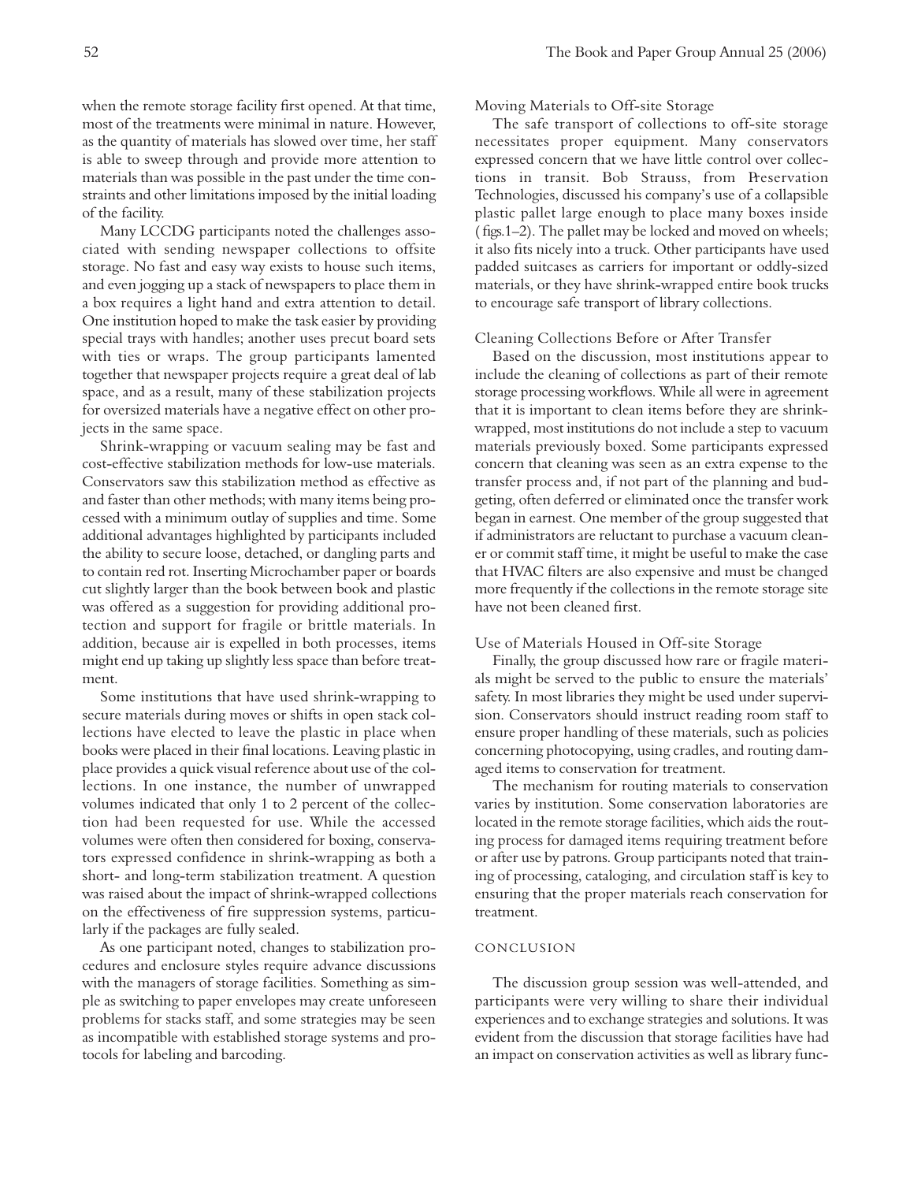when the remote storage facility first opened. At that time, most of the treatments were minimal in nature. However, as the quantity of materials has slowed over time, her staff is able to sweep through and provide more attention to materials than was possible in the past under the time constraints and other limitations imposed by the initial loading of the facility.

Many LCCDG participants noted the challenges associated with sending newspaper collections to offsite storage. No fast and easy way exists to house such items, and even jogging up a stack of newspapers to place them in a box requires a light hand and extra attention to detail. One institution hoped to make the task easier by providing special trays with handles; another uses precut board sets with ties or wraps. The group participants lamented together that newspaper projects require a great deal of lab space, and as a result, many of these stabilization projects for oversized materials have a negative effect on other projects in the same space.

Shrink-wrapping or vacuum sealing may be fast and cost-effective stabilization methods for low-use materials. Conservators saw this stabilization method as effective as and faster than other methods; with many items being processed with a minimum outlay of supplies and time. Some additional advantages highlighted by participants included the ability to secure loose, detached, or dangling parts and to contain red rot. Inserting Microchamber paper or boards cut slightly larger than the book between book and plastic was offered as a suggestion for providing additional protection and support for fragile or brittle materials. In addition, because air is expelled in both processes, items might end up taking up slightly less space than before treatment.

Some institutions that have used shrink-wrapping to secure materials during moves or shifts in open stack collections have elected to leave the plastic in place when books were placed in their final locations. Leaving plastic in place provides a quick visual reference about use of the collections. In one instance, the number of unwrapped volumes indicated that only 1 to 2 percent of the collection had been requested for use. While the accessed volumes were often then considered for boxing, conservators expressed confidence in shrink-wrapping as both a short- and long-term stabilization treatment. A question was raised about the impact of shrink-wrapped collections on the effectiveness of fire suppression systems, particularly if the packages are fully sealed.

As one participant noted, changes to stabilization procedures and enclosure styles require advance discussions with the managers of storage facilities. Something as simple as switching to paper envelopes may create unforeseen problems for stacks staff, and some strategies may be seen as incompatible with established storage systems and protocols for labeling and barcoding.

### Moving Materials to Off-site Storage

The safe transport of collections to off-site storage necessitates proper equipment. Many conservators expressed concern that we have little control over collections in transit. Bob Strauss, from Preservation Technologies, discussed his company's use of a collapsible plastic pallet large enough to place many boxes inside (figs.1–2). The pallet may be locked and moved on wheels; it also fits nicely into a truck. Other participants have used padded suitcases as carriers for important or oddly-sized materials, or they have shrink-wrapped entire book trucks to encourage safe transport of library collections.

### Cleaning Collections Before or After Transfer

Based on the discussion, most institutions appear to include the cleaning of collections as part of their remote storage processing workflows. While all were in agreement that it is important to clean items before they are shrink-wrapped, most institutions do not include a step to vacuum materials previously boxed. Some participants expressed concern that cleaning was seen as an extra expense to the transfer process and, if not part of the planning and budgeting, often deferred or eliminated once the transfer work began in earnest. One member of the group suggested that if administrators are reluctant to purchase a vacuum cleaner or commit staff time, it might be useful to make the case that HVAC filters are also expensive and must be changed more frequently if the collections in the remote storage site have not been cleaned first.

### Use of Materials Housed in Off-site Storage

Finally, the group discussed how rare or fragile materials might be served to the public to ensure the materials' safety. In most libraries they might be used under supervision. Conservators should instruct reading room staff to ensure proper handling of these materials, such as policies concerning photocopying, using cradles, and routing damaged items to conservation for treatment.

The mechanism for routing materials to conservation varies by institution. Some conservation laboratories are located in the remote storage facilities, which aids the routing process for damaged items requiring treatment before or after use by patrons. Group participants noted that training of processing, cataloging, and circulation staff is key to ensuring that the proper materials reach conservation for treatment.

## CONCLUSION

The discussion group session was well-attended, and participants were very willing to share their individual experiences and to exchange strategies and solutions. It was evident from the discussion that storage facilities have had an impact on conservation activities as well as library func-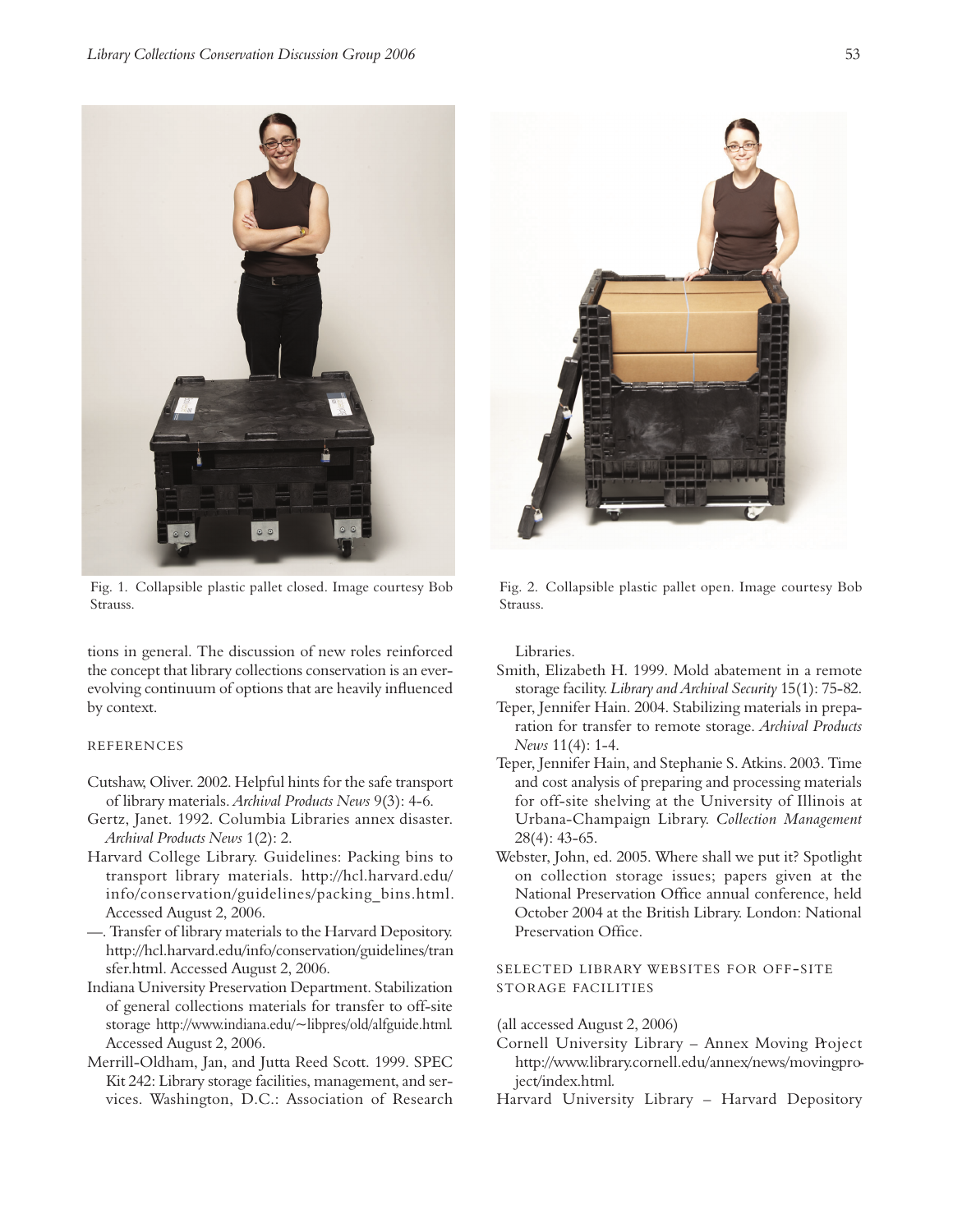Fig. 1. Collapsible plastic pallet closed. Image courtesy Bob Strauss.

Fig. 2. Collapsible plastic pallet open. Image courtesy Bob Strauss.

tions in general. The discussion of new roles reinforced the concept that library collections conservation is an ever-evolving continuum of options that are heavily influenced by context.

## REFERENCES

Cutshaw, Oliver. 2002. Helpful hints for the safe transport of library materials. *Archival Products News* 9(3): 4-6.

Gertz, Janet. 1992. Columbia Libraries annex disaster. *Archival Products News* 1(2): 2.

Harvard College Library. Guidelines: Packing bins to transport library materials. http://hcl.harvard.edu/info/conservation/guidelines/packing_bins.html. Accessed August 2, 2006.

—. Transfer of library materials to the Harvard Depository. http://hcl.harvard.edu/info/conservation/guidelines/transfer.html. Accessed August 2, 2006.

Indiana University Preservation Department. Stabilization of general collections materials for transfer to off-site storage http://www.indiana.edu/~libpres/old/alfguide.html. Accessed August 2, 2006.

Merrill-Oldham, Jan, and Jutta Reed Scott. 1999. SPEC Kit 242: Library storage facilities, management, and services. Washington, D.C.: Association of Research Libraries.

Smith, Elizabeth H. 1999. Mold abatement in a remote storage facility. *Library and Archival Security* 15(1): 75-82.

Teper, Jennifer Hain. 2004. Stabilizing materials in preparation for transfer to remote storage. *Archival Products News* 11(4): 1-4.

Teper, Jennifer Hain, and Stephanie S. Atkins. 2003. Time and cost analysis of preparing and processing materials for off-site shelving at the University of Illinois at Urbana-Champaign Library. *Collection Management* 28(4): 43-65.

Webster, John, ed. 2005. Where shall we put it? Spotlight on collection storage issues; papers given at the National Preservation Office annual conference, held October 2004 at the British Library. London: National Preservation Office.

## SELECTED LIBRARY WEBSITES FOR OFF-SITE STORAGE FACILITIES

(all accessed August 2, 2006)

Cornell University Library – Annex Moving Project http://www.library.cornell.edu/annex/news/movingproject/index.html.

Harvard University Library – Harvard Depository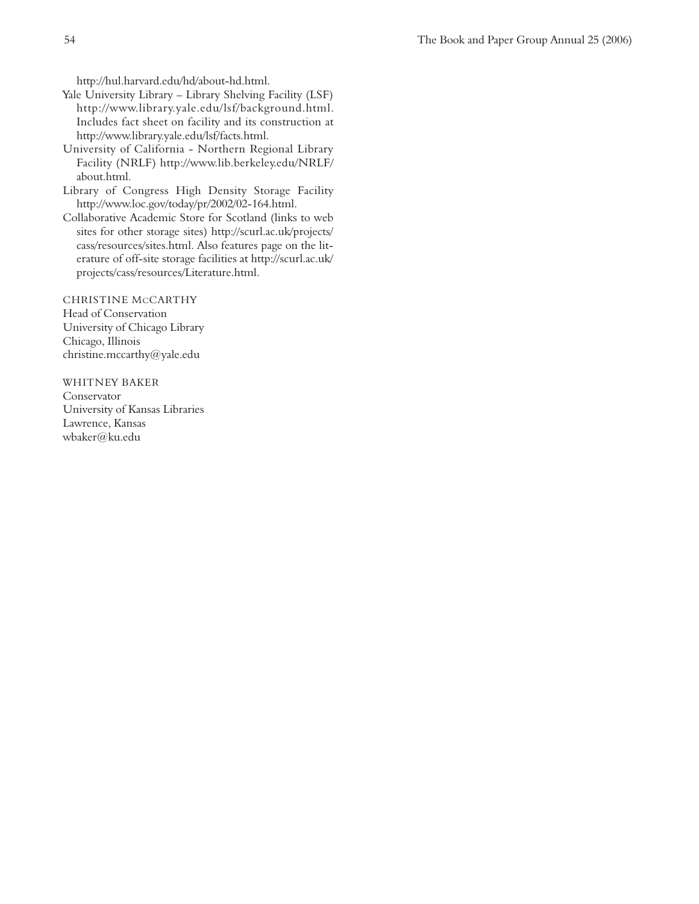http://hul.harvard.edu/hd/about-hd.html.

Yale University Library – Library Shelving Facility (LSF) http://www.library.yale.edu/lsf/background.html. Includes fact sheet on facility and its construction at http://www.library.yale.edu/lsf/facts.html.

University of California - Northern Regional Library Facility (NRLF) http://www.lib.berkeley.edu/NRLF/about.html.

Library of Congress High Density Storage Facility http://www.loc.gov/today/pr/2002/02-164.html.

Collaborative Academic Store for Scotland (links to web sites for other storage sites) http://scurl.ac.uk/projects/cass/resources/sites.html. Also features page on the literature of off-site storage facilities at http://scurl.ac.uk/projects/cass/resources/Literature.html.

CHRISTINE McCARTHY
Head of Conservation
University of Chicago Library
Chicago, Illinois
christine.mccarthy@yale.edu

WHITNEY BAKER
Conservator
University of Kansas Libraries
Lawrence, Kansas
wbaker@ku.edu